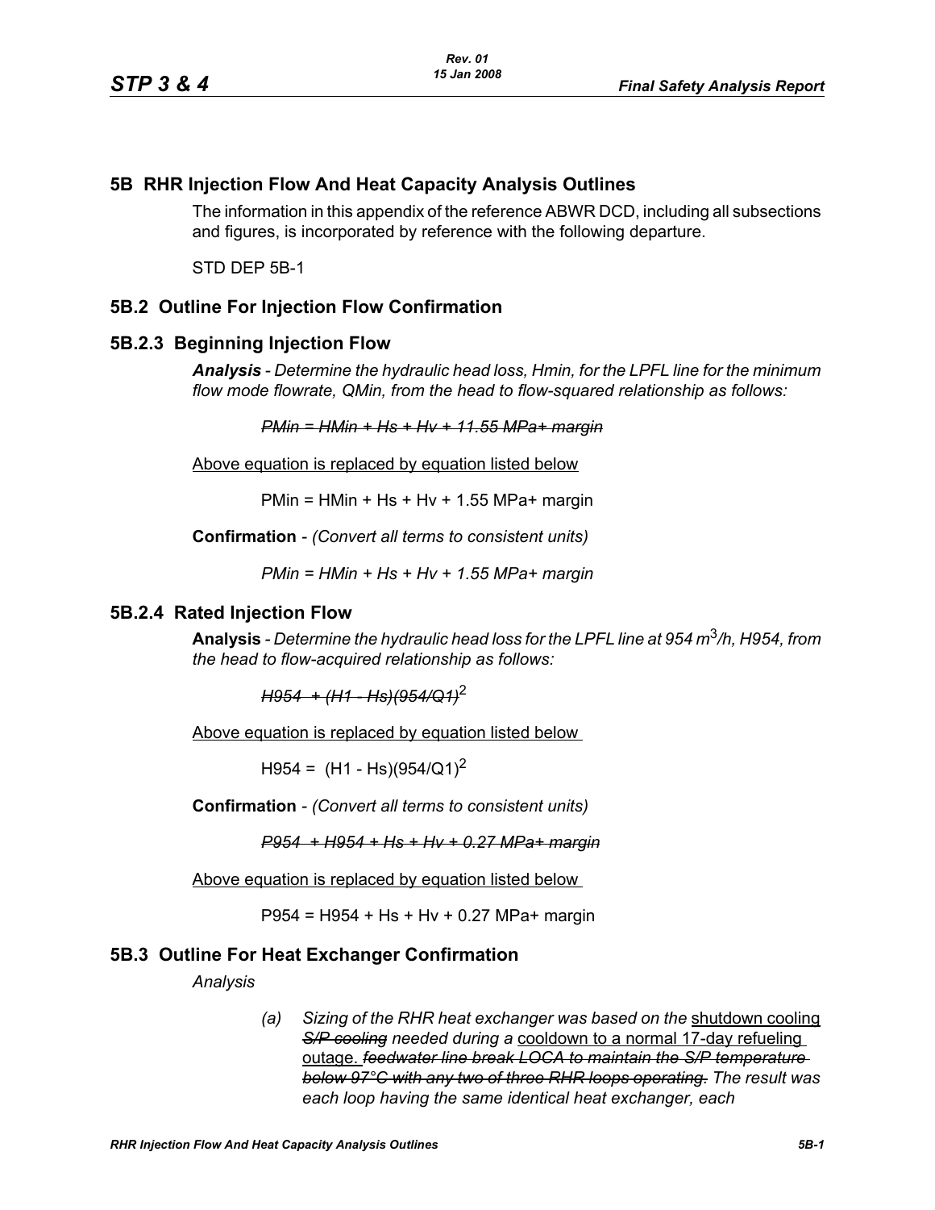## 5B RHR Injection Flow And Heat Capacity Analysis Outlines

The information in this appendix of the reference ABWR DCD, including all subsections and figures, is incorporated by reference with the following departure.

STD DEP 5B-1

## 5B.2 Outline For Injection Flow Confirmation

### 5B.2.3 Beginning Injection Flow

***Analysis*** *- Determine the hydraulic head loss, Hmin, for the LPFL line for the minimum flow mode flowrate, QMin, from the head to flow-squared relationship as follows:*

~~*PMin = HMin + Hs + Hv + 11.55 MPa+ margin*~~

Above equation is replaced by equation listed below

PMin = HMin + Hs + Hv + 1.55 MPa+ margin

**Confirmation** - *(Convert all terms to consistent units)*

*PMin = HMin + Hs + Hv + 1.55 MPa+ margin*

### 5B.2.4 Rated Injection Flow

**Analysis** - *Determine the hydraulic head loss for the LPFL line at 954 $m^3/h$, H954, from the head to flow-acquired relationship as follows:*

~~*H954 + (H1 - Hs)(954/Q1)*~~$^2$

Above equation is replaced by equation listed below

$H954 = (H1 - Hs)(954/Q1)^2$

**Confirmation** - *(Convert all terms to consistent units)*

~~*P954 + H954 + Hs + Hv + 0.27 MPa+ margin*~~

Above equation is replaced by equation listed below

P954 = H954 + Hs + Hv + 0.27 MPa+ margin

## 5B.3 Outline For Heat Exchanger Confirmation

*Analysis*

(a) *Sizing of the RHR heat exchanger was based on the* shutdown cooling ~~*S/P cooling*~~ *needed during a* cooldown to a normal 17-day refueling outage. ~~*feedwater line break LOCA to maintain the S/P temperature below 97°C with any two of three RHR loops operating.*~~ *The result was each loop having the same identical heat exchanger, each*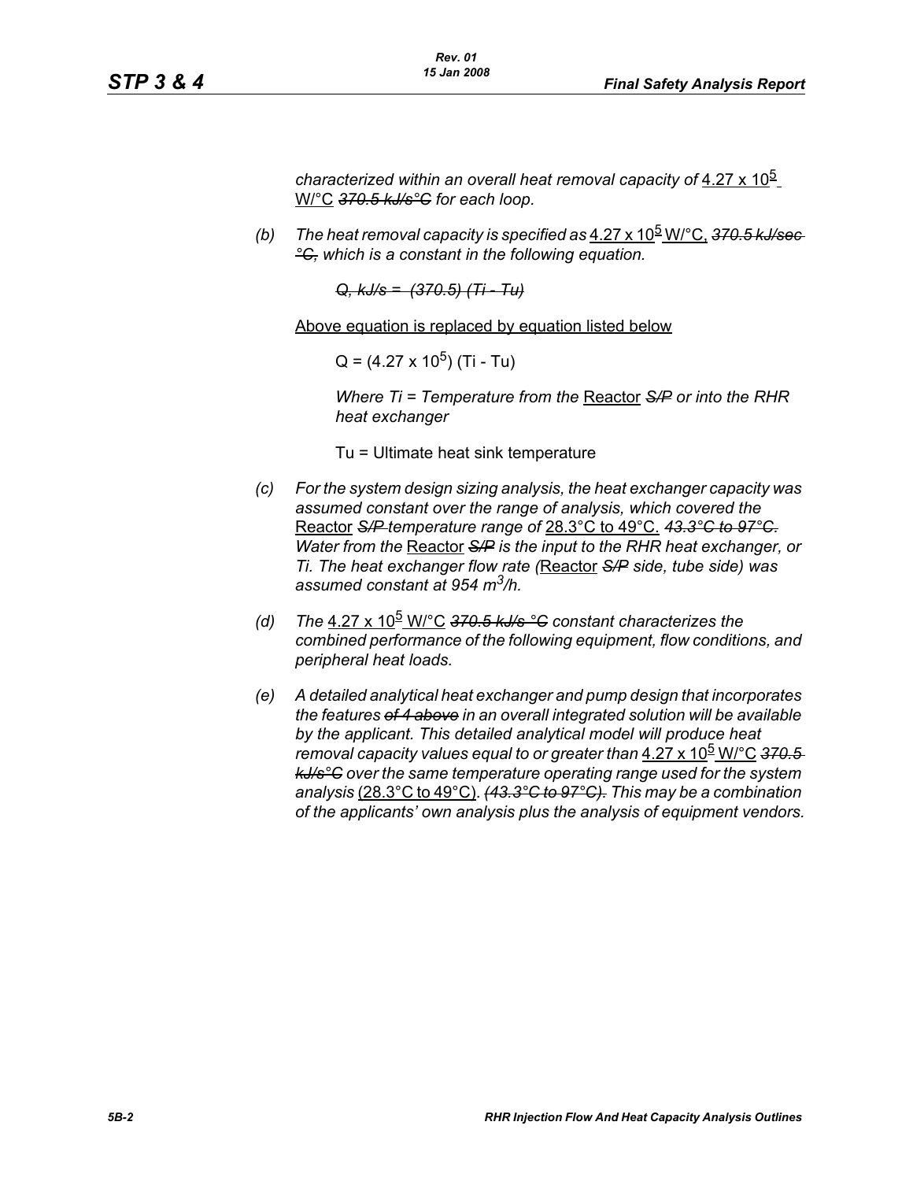*characterized within an overall heat removal capacity of* 4.27 x $10^5$ W/°C ~~*370.5 kJ/s°C*~~ *for each loop.*

(b) *The heat removal capacity is specified as* 4.27 x $10^5$ W/°C, ~~*370.5 kJ/sec °C,*~~ *which is a constant in the following equation.*

~~*Q, kJ/s = (370.5) (Ti - Tu)*~~

Above equation is replaced by equation listed below

$Q = (4.27 \times 10^5)(Ti - Tu)$

*Where Ti = Temperature from the* Reactor ~~*S/P*~~ *or into the RHR heat exchanger*

Tu = Ultimate heat sink temperature

(c) *For the system design sizing analysis, the heat exchanger capacity was assumed constant over the range of analysis, which covered the* Reactor ~~*S/P*~~ *temperature range of* 28.3°C to 49°C. ~~*43.3°C to 97°C.*~~ *Water from the* Reactor ~~*S/P*~~ *is the input to the RHR heat exchanger, or Ti. The heat exchanger flow rate (*Reactor ~~*S/P*~~ *side, tube side) was assumed constant at 954 $m^3$/h.*

(d) *The* 4.27 x $10^5$ W/°C ~~*370.5 kJ/s °C*~~ *constant characterizes the combined performance of the following equipment, flow conditions, and peripheral heat loads.*

(e) *A detailed analytical heat exchanger and pump design that incorporates the features* ~~*of 4 above*~~ *in an overall integrated solution will be available by the applicant. This detailed analytical model will produce heat removal capacity values equal to or greater than* 4.27 x $10^5$ W/°C ~~*370.5 kJ/s°C*~~ *over the same temperature operating range used for the system analysis* (28.3°C to 49°C). ~~*(43.3°C to 97°C).*~~ *This may be a combination of the applicants' own analysis plus the analysis of equipment vendors.*